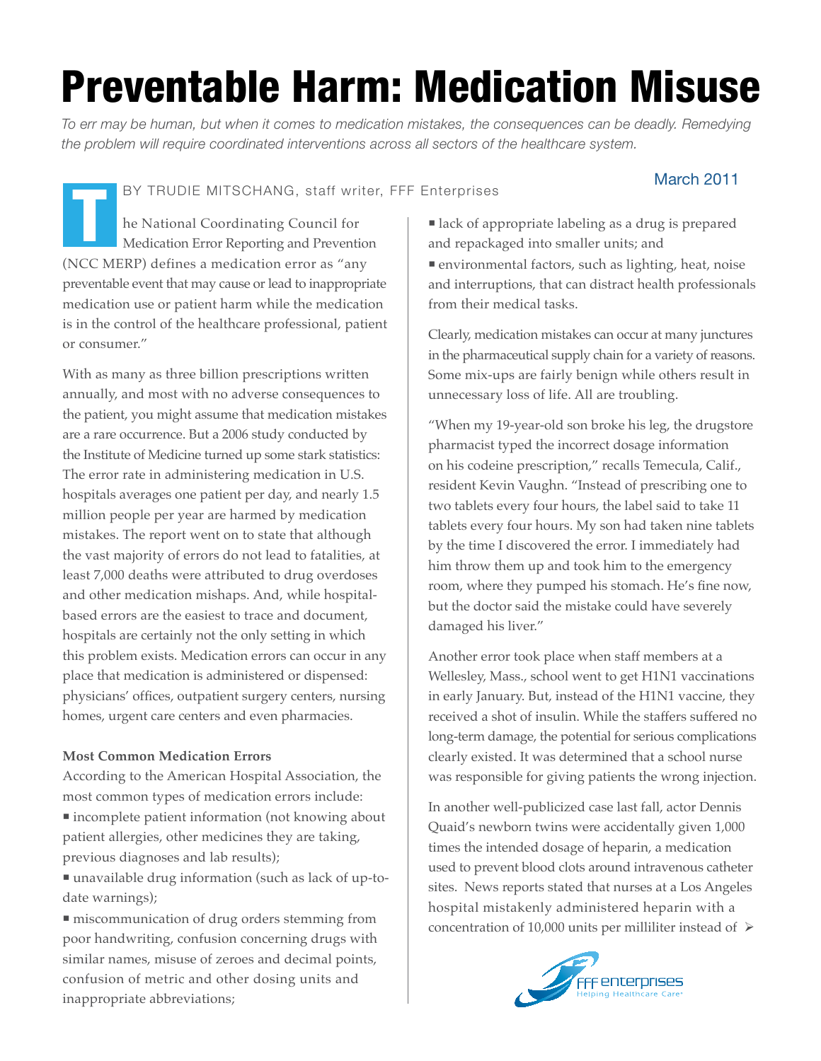# Preventable Harm: Medication Misuse

*To err may be human, but when it comes to medication mistakes, the consequences can be deadly. Remedying the problem will require coordinated interventions across all sectors of the healthcare system.*

BY TRUDIE MITSCHANG, staff writer, FFF Enterprises

March 2011

The National Coordinating Council for Medication Error Reporting and Prevention (NCC MERP) defines a medication error as "any preventable event that may cause or lead to inappropriate medication use or patient harm while the medication is in the control of the healthcare professional, patient or consumer."

With as many as three billion prescriptions written annually, and most with no adverse consequences to the patient, you might assume that medication mistakes are a rare occurrence. But a 2006 study conducted by the Institute of Medicine turned up some stark statistics: The error rate in administering medication in U.S. hospitals averages one patient per day, and nearly 1.5 million people per year are harmed by medication mistakes. The report went on to state that although the vast majority of errors do not lead to fatalities, at least 7,000 deaths were attributed to drug overdoses and other medication mishaps. And, while hospital-based errors are the easiest to trace and document, hospitals are certainly not the only setting in which this problem exists. Medication errors can occur in any place that medication is administered or dispensed: physicians' offices, outpatient surgery centers, nursing homes, urgent care centers and even pharmacies.

**Most Common Medication Errors**

According to the American Hospital Association, the most common types of medication errors include:

- incomplete patient information (not knowing about patient allergies, other medicines they are taking, previous diagnoses and lab results);
- unavailable drug information (such as lack of up-to-date warnings);
- miscommunication of drug orders stemming from poor handwriting, confusion concerning drugs with similar names, misuse of zeroes and decimal points, confusion of metric and other dosing units and inappropriate abbreviations;
- lack of appropriate labeling as a drug is prepared and repackaged into smaller units; and
- environmental factors, such as lighting, heat, noise and interruptions, that can distract health professionals from their medical tasks.

Clearly, medication mistakes can occur at many junctures in the pharmaceutical supply chain for a variety of reasons. Some mix-ups are fairly benign while others result in unnecessary loss of life. All are troubling.

"When my 19-year-old son broke his leg, the drugstore pharmacist typed the incorrect dosage information on his codeine prescription," recalls Temecula, Calif., resident Kevin Vaughn. "Instead of prescribing one to two tablets every four hours, the label said to take 11 tablets every four hours. My son had taken nine tablets by the time I discovered the error. I immediately had him throw them up and took him to the emergency room, where they pumped his stomach. He's fine now, but the doctor said the mistake could have severely damaged his liver."

Another error took place when staff members at a Wellesley, Mass., school went to get H1N1 vaccinations in early January. But, instead of the H1N1 vaccine, they received a shot of insulin. While the staffers suffered no long-term damage, the potential for serious complications clearly existed. It was determined that a school nurse was responsible for giving patients the wrong injection.

In another well-publicized case last fall, actor Dennis Quaid's newborn twins were accidentally given 1,000 times the intended dosage of heparin, a medication used to prevent blood clots around intravenous catheter sites. News reports stated that nurses at a Los Angeles hospital mistakenly administered heparin with a concentration of 10,000 units per milliliter instead of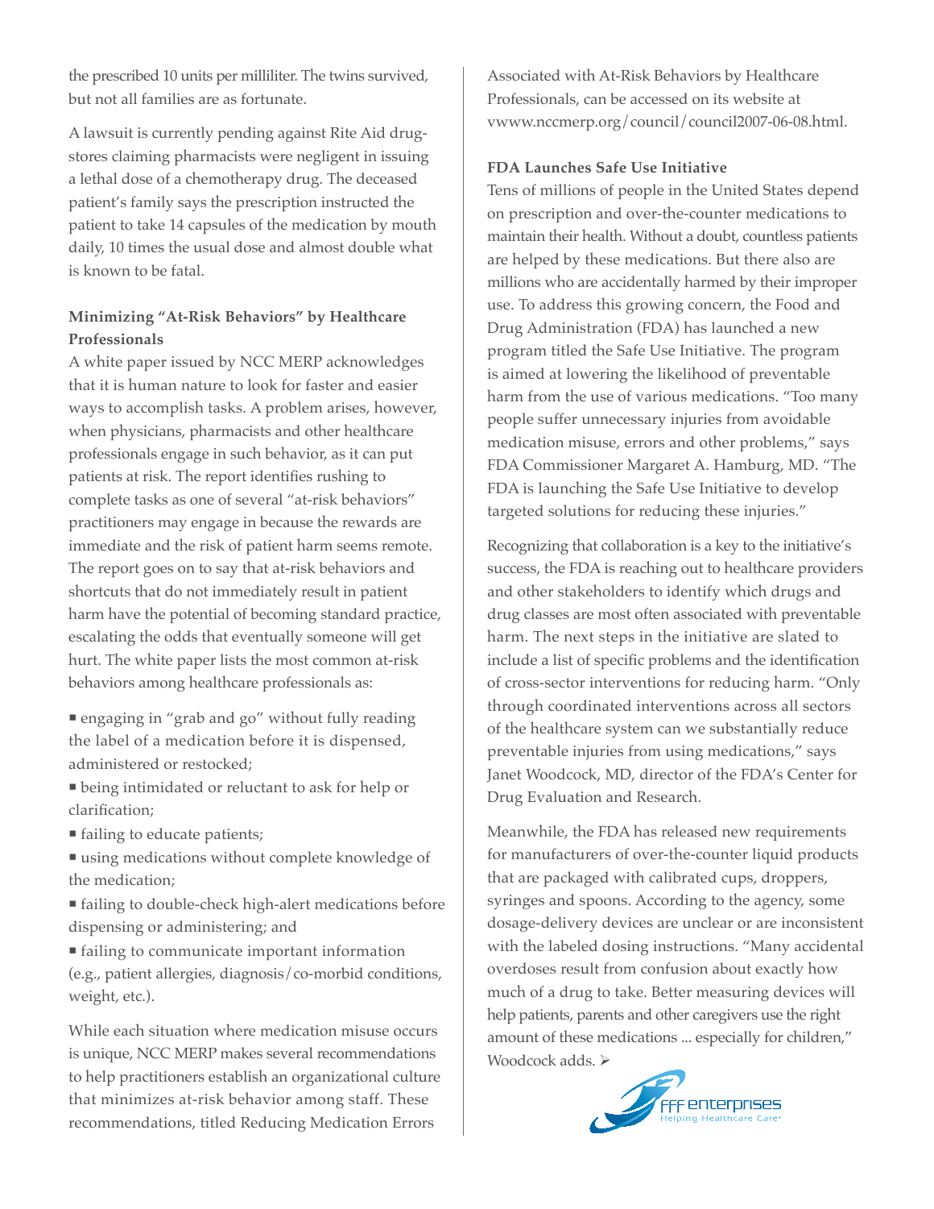the prescribed 10 units per milliliter. The twins survived, but not all families are as fortunate.

A lawsuit is currently pending against Rite Aid drugstores claiming pharmacists were negligent in issuing a lethal dose of a chemotherapy drug. The deceased patient's family says the prescription instructed the patient to take 14 capsules of the medication by mouth daily, 10 times the usual dose and almost double what is known to be fatal.

### Minimizing "At-Risk Behaviors" by Healthcare Professionals

A white paper issued by NCC MERP acknowledges that it is human nature to look for faster and easier ways to accomplish tasks. A problem arises, however, when physicians, pharmacists and other healthcare professionals engage in such behavior, as it can put patients at risk. The report identifies rushing to complete tasks as one of several "at-risk behaviors" practitioners may engage in because the rewards are immediate and the risk of patient harm seems remote. The report goes on to say that at-risk behaviors and shortcuts that do not immediately result in patient harm have the potential of becoming standard practice, escalating the odds that eventually someone will get hurt. The white paper lists the most common at-risk behaviors among healthcare professionals as:

- engaging in "grab and go" without fully reading the label of a medication before it is dispensed, administered or restocked;
- being intimidated or reluctant to ask for help or clarification;
- failing to educate patients;
- using medications without complete knowledge of the medication;
- failing to double-check high-alert medications before dispensing or administering; and
- failing to communicate important information (e.g., patient allergies, diagnosis/co-morbid conditions, weight, etc.).

While each situation where medication misuse occurs is unique, NCC MERP makes several recommendations to help practitioners establish an organizational culture that minimizes at-risk behavior among staff. These recommendations, titled Reducing Medication Errors Associated with At-Risk Behaviors by Healthcare Professionals, can be accessed on its website at vwww.nccmerp.org/council/council2007-06-08.html.

### FDA Launches Safe Use Initiative

Tens of millions of people in the United States depend on prescription and over-the-counter medications to maintain their health. Without a doubt, countless patients are helped by these medications. But there also are millions who are accidentally harmed by their improper use. To address this growing concern, the Food and Drug Administration (FDA) has launched a new program titled the Safe Use Initiative. The program is aimed at lowering the likelihood of preventable harm from the use of various medications. "Too many people suffer unnecessary injuries from avoidable medication misuse, errors and other problems," says FDA Commissioner Margaret A. Hamburg, MD. "The FDA is launching the Safe Use Initiative to develop targeted solutions for reducing these injuries."

Recognizing that collaboration is a key to the initiative's success, the FDA is reaching out to healthcare providers and other stakeholders to identify which drugs and drug classes are most often associated with preventable harm. The next steps in the initiative are slated to include a list of specific problems and the identification of cross-sector interventions for reducing harm. "Only through coordinated interventions across all sectors of the healthcare system can we substantially reduce preventable injuries from using medications," says Janet Woodcock, MD, director of the FDA's Center for Drug Evaluation and Research.

Meanwhile, the FDA has released new requirements for manufacturers of over-the-counter liquid products that are packaged with calibrated cups, droppers, syringes and spoons. According to the agency, some dosage-delivery devices are unclear or are inconsistent with the labeled dosing instructions. "Many accidental overdoses result from confusion about exactly how much of a drug to take. Better measuring devices will help patients, parents and other caregivers use the right amount of these medications ... especially for children," Woodcock adds. ➢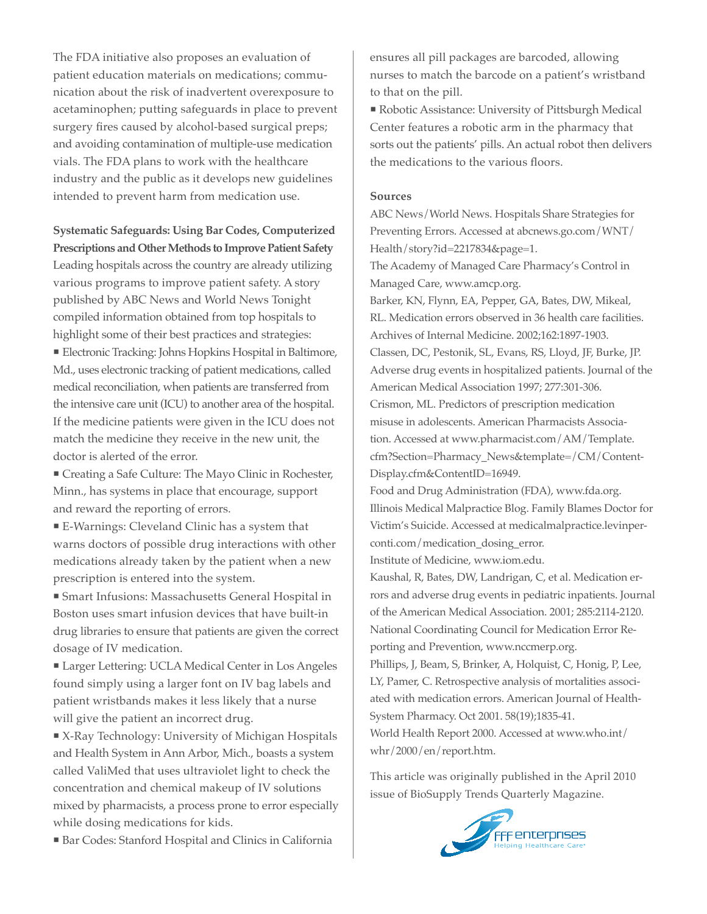The FDA initiative also proposes an evaluation of patient education materials on medications; communication about the risk of inadvertent overexposure to acetaminophen; putting safeguards in place to prevent surgery fires caused by alcohol-based surgical preps; and avoiding contamination of multiple-use medication vials. The FDA plans to work with the healthcare industry and the public as it develops new guidelines intended to prevent harm from medication use.

**Systematic Safeguards: Using Bar Codes, Computerized Prescriptions and Other Methods to Improve Patient Safety**

Leading hospitals across the country are already utilizing various programs to improve patient safety. A story published by ABC News and World News Tonight compiled information obtained from top hospitals to highlight some of their best practices and strategies:

- Electronic Tracking: Johns Hopkins Hospital in Baltimore, Md., uses electronic tracking of patient medications, called medical reconciliation, when patients are transferred from the intensive care unit (ICU) to another area of the hospital. If the medicine patients were given in the ICU does not match the medicine they receive in the new unit, the doctor is alerted of the error.
- Creating a Safe Culture: The Mayo Clinic in Rochester, Minn., has systems in place that encourage, support and reward the reporting of errors.
- E-Warnings: Cleveland Clinic has a system that warns doctors of possible drug interactions with other medications already taken by the patient when a new prescription is entered into the system.
- Smart Infusions: Massachusetts General Hospital in Boston uses smart infusion devices that have built-in drug libraries to ensure that patients are given the correct dosage of IV medication.
- Larger Lettering: UCLA Medical Center in Los Angeles found simply using a larger font on IV bag labels and patient wristbands makes it less likely that a nurse will give the patient an incorrect drug.
- X-Ray Technology: University of Michigan Hospitals and Health System in Ann Arbor, Mich., boasts a system called ValiMed that uses ultraviolet light to check the concentration and chemical makeup of IV solutions mixed by pharmacists, a process prone to error especially while dosing medications for kids.
- Bar Codes: Stanford Hospital and Clinics in California ensures all pill packages are barcoded, allowing nurses to match the barcode on a patient's wristband to that on the pill.
- Robotic Assistance: University of Pittsburgh Medical Center features a robotic arm in the pharmacy that sorts out the patients' pills. An actual robot then delivers the medications to the various floors.

**Sources**

ABC News/World News. Hospitals Share Strategies for Preventing Errors. Accessed at abcnews.go.com/WNT/Health/story?id=2217834&page=1.

The Academy of Managed Care Pharmacy's Control in Managed Care, www.amcp.org.

Barker, KN, Flynn, EA, Pepper, GA, Bates, DW, Mikeal, RL. Medication errors observed in 36 health care facilities. Archives of Internal Medicine. 2002;162:1897-1903.

Classen, DC, Pestonik, SL, Evans, RS, Lloyd, JF, Burke, JP. Adverse drug events in hospitalized patients. Journal of the American Medical Association 1997; 277:301-306.

Crismon, ML. Predictors of prescription medication misuse in adolescents. American Pharmacists Association. Accessed at www.pharmacist.com/AM/Template.cfm?Section=Pharmacy_News&template=/CM/ContentDisplay.cfm&ContentID=16949.

Food and Drug Administration (FDA), www.fda.org.

Illinois Medical Malpractice Blog. Family Blames Doctor for Victim's Suicide. Accessed at medicalmalpractice.levinperconti.com/medication_dosing_error.

Institute of Medicine, www.iom.edu.

Kaushal, R, Bates, DW, Landrigan, C, et al. Medication errors and adverse drug events in pediatric inpatients. Journal of the American Medical Association. 2001; 285:2114-2120.

National Coordinating Council for Medication Error Reporting and Prevention, www.nccmerp.org.

Phillips, J, Beam, S, Brinker, A, Holquist, C, Honig, P, Lee, LY, Pamer, C. Retrospective analysis of mortalities associated with medication errors. American Journal of Health-System Pharmacy. Oct 2001. 58(19);1835-41.

World Health Report 2000. Accessed at www.who.int/whr/2000/en/report.htm.

This article was originally published in the April 2010 issue of BioSupply Trends Quarterly Magazine.

FFF enterprises
Helping Healthcare Care®